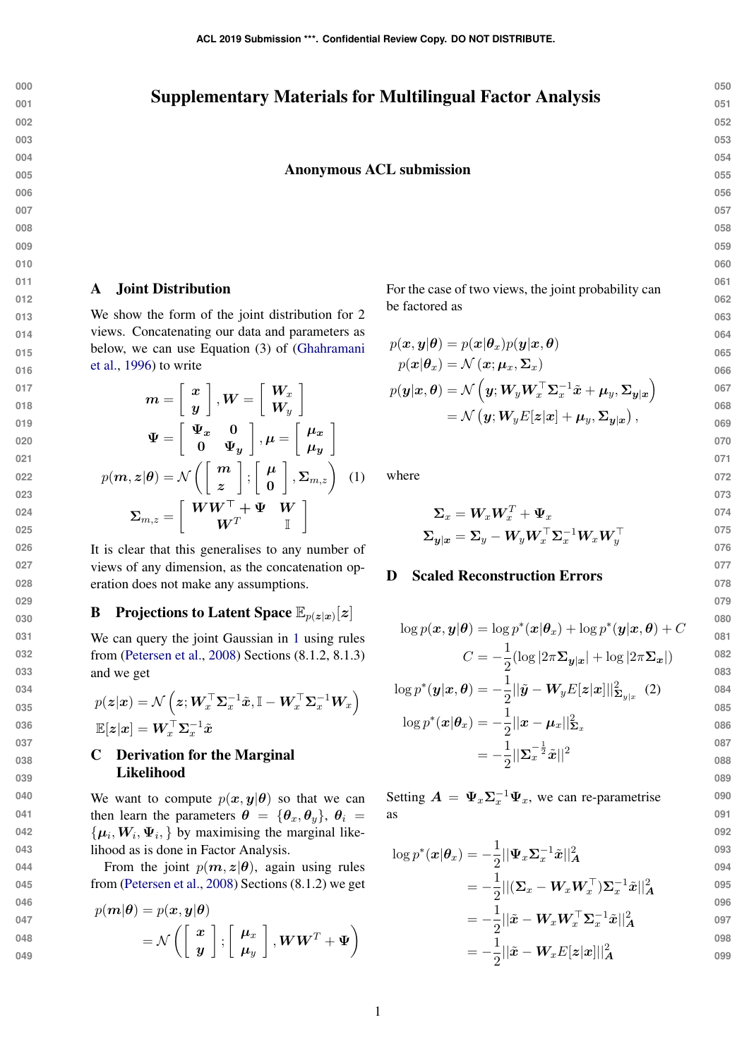# Supplementary Materials for Multilingual Factor Analysis

**Anonymous ACL submission**

## A Joint Distribution

We show the form of the joint distribution for 2 views. Concatenating our data and parameters as below, we can use Equation (3) of (Ghahramani et al., 1996) to write

$$
\boldsymbol{m} = \begin{bmatrix} \boldsymbol{x} \\ \boldsymbol{y} \end{bmatrix}, \boldsymbol{W} = \begin{bmatrix} \boldsymbol{W}_x \\ \boldsymbol{W}_y \end{bmatrix}
$$

$$
\boldsymbol{\Psi} = \begin{bmatrix} \boldsymbol{\Psi_x} & \boldsymbol{0} \\ \boldsymbol{0} & \boldsymbol{\Psi_y} \end{bmatrix}, \boldsymbol{\mu} = \begin{bmatrix} \boldsymbol{\mu_x} \\ \boldsymbol{\mu_y} \end{bmatrix}
$$

$$
p(\boldsymbol{m}, \boldsymbol{z}|\boldsymbol{\theta}) = \mathcal{N}\left( \begin{bmatrix} \boldsymbol{m} \\ \boldsymbol{z} \end{bmatrix}; \begin{bmatrix} \boldsymbol{\mu} \\ \boldsymbol{0} \end{bmatrix}, \boldsymbol{\Sigma}_{m,z} \right) \quad (1)
$$

$$
\boldsymbol{\Sigma}_{m,z} = \begin{bmatrix} \boldsymbol{W}\boldsymbol{W}^\top + \boldsymbol{\Psi} & \boldsymbol{W} \\ \boldsymbol{W}^T & \mathbb{I} \end{bmatrix}
$$

It is clear that this generalises to any number of views of any dimension, as the concatenation operation does not make any assumptions.

## B Projections to Latent Space $\mathbb{E}_{p(\boldsymbol{z}|\boldsymbol{x})}[\boldsymbol{z}]$

We can query the joint Gaussian in 1 using rules from (Petersen et al., 2008) Sections (8.1.2, 8.1.3) and we get

$$
p(\boldsymbol{z}|\boldsymbol{x}) = \mathcal{N}\left(\boldsymbol{z}; \boldsymbol{W}_x^\top \boldsymbol{\Sigma}_x^{-1}\tilde{\boldsymbol{x}}, \mathbb{I} - \boldsymbol{W}_x^\top \boldsymbol{\Sigma}_x^{-1}\boldsymbol{W}_x\right)
$$

$$
\mathbb{E}[\boldsymbol{z}|\boldsymbol{x}] = \boldsymbol{W}_x^\top \boldsymbol{\Sigma}_x^{-1}\tilde{\boldsymbol{x}}
$$

## C Derivation for the Marginal Likelihood

We want to compute $p(\boldsymbol{x}, \boldsymbol{y}|\boldsymbol{\theta})$ so that we can then learn the parameters $\boldsymbol{\theta} = \{\boldsymbol{\theta}_x, \boldsymbol{\theta}_y\}$, $\boldsymbol{\theta}_i = \{\boldsymbol{\mu}_i, \boldsymbol{W}_i, \boldsymbol{\Psi}_i, \}$ by maximising the marginal likelihood as is done in Factor Analysis.

From the joint $p(\boldsymbol{m}, \boldsymbol{z}|\boldsymbol{\theta})$, again using rules from (Petersen et al., 2008) Sections (8.1.2) we get

$$
\begin{aligned}
p(\boldsymbol{m}|\boldsymbol{\theta}) &= p(\boldsymbol{x}, \boldsymbol{y}|\boldsymbol{\theta}) \\
&= \mathcal{N}\left( \begin{bmatrix} \boldsymbol{x} \\ \boldsymbol{y} \end{bmatrix}; \begin{bmatrix} \boldsymbol{\mu}_x \\ \boldsymbol{\mu}_y \end{bmatrix}, \boldsymbol{W}\boldsymbol{W}^T + \boldsymbol{\Psi} \right)
\end{aligned}
$$

For the case of two views, the joint probability can be factored as

$$
\begin{aligned}
p(\boldsymbol{x}, \boldsymbol{y}|\boldsymbol{\theta}) &= p(\boldsymbol{x}|\boldsymbol{\theta}_x)p(\boldsymbol{y}|\boldsymbol{x}, \boldsymbol{\theta}) \\
p(\boldsymbol{x}|\boldsymbol{\theta}_x) &= \mathcal{N}\left(\boldsymbol{x}; \boldsymbol{\mu}_x, \boldsymbol{\Sigma}_x\right) \\
p(\boldsymbol{y}|\boldsymbol{x}, \boldsymbol{\theta}) &= \mathcal{N}\left(\boldsymbol{y}; \boldsymbol{W}_y \boldsymbol{W}_x^\top \boldsymbol{\Sigma}_x^{-1}\tilde{\boldsymbol{x}} + \boldsymbol{\mu}_y, \boldsymbol{\Sigma}_{\boldsymbol{y}|\boldsymbol{x}}\right) \\
&= \mathcal{N}\left(\boldsymbol{y}; \boldsymbol{W}_y E[\boldsymbol{z}|\boldsymbol{x}] + \boldsymbol{\mu}_y, \boldsymbol{\Sigma}_{\boldsymbol{y}|\boldsymbol{x}}\right),
\end{aligned}
$$

where

$$
\begin{aligned}
\boldsymbol{\Sigma}_x &= \boldsymbol{W}_x \boldsymbol{W}_x^T + \boldsymbol{\Psi}_x \\
\boldsymbol{\Sigma}_{\boldsymbol{y}|\boldsymbol{x}} &= \boldsymbol{\Sigma}_y - \boldsymbol{W}_y \boldsymbol{W}_x^\top \boldsymbol{\Sigma}_x^{-1} \boldsymbol{W}_x \boldsymbol{W}_y^\top
\end{aligned}
$$

## D Scaled Reconstruction Errors

$$
\begin{aligned}
\log p(\boldsymbol{x}, \boldsymbol{y}|\boldsymbol{\theta}) &= \log p^*(\boldsymbol{x}|\boldsymbol{\theta}_x) + \log p^*(\boldsymbol{y}|\boldsymbol{x}, \boldsymbol{\theta}) + C \\
C &= -\frac{1}{2}(\log|2\pi\boldsymbol{\Sigma}_{\boldsymbol{y}|\boldsymbol{x}}| + \log|2\pi\boldsymbol{\Sigma}_{\boldsymbol{x}}|) \\
\log p^*(\boldsymbol{y}|\boldsymbol{x}, \boldsymbol{\theta}) &= -\frac{1}{2}||\tilde{\boldsymbol{y}} - \boldsymbol{W}_y E[\boldsymbol{z}|\boldsymbol{x}]||^2_{\boldsymbol{\Sigma}_{y|x}} \quad (2) \\
\log p^*(\boldsymbol{x}|\boldsymbol{\theta}_x) &= -\frac{1}{2}||\boldsymbol{x} - \boldsymbol{\mu}_x||^2_{\boldsymbol{\Sigma}_x} \\
&= -\frac{1}{2}||\boldsymbol{\Sigma}_x^{-\frac{1}{2}}\tilde{\boldsymbol{x}}||^2
\end{aligned}
$$

Setting $\boldsymbol{A} = \boldsymbol{\Psi}_x \boldsymbol{\Sigma}_x^{-1} \boldsymbol{\Psi}_x$, we can re-parametrise as

$$
\begin{aligned}
\log p^*(\boldsymbol{x}|\boldsymbol{\theta}_x) &= -\frac{1}{2}||\boldsymbol{\Psi}_x \boldsymbol{\Sigma}_x^{-1}\tilde{\boldsymbol{x}}||^2_{\boldsymbol{A}} \\
&= -\frac{1}{2}||(\boldsymbol{\Sigma}_x - \boldsymbol{W}_x \boldsymbol{W}_x^\top)\boldsymbol{\Sigma}_x^{-1}\tilde{\boldsymbol{x}}||^2_{\boldsymbol{A}} \\
&= -\frac{1}{2}||\tilde{\boldsymbol{x}} - \boldsymbol{W}_x \boldsymbol{W}_x^\top \boldsymbol{\Sigma}_x^{-1}\tilde{\boldsymbol{x}}||^2_{\boldsymbol{A}} \\
&= -\frac{1}{2}||\tilde{\boldsymbol{x}} - \boldsymbol{W}_x E[\boldsymbol{z}|\boldsymbol{x}]||^2_{\boldsymbol{A}}
\end{aligned}
$$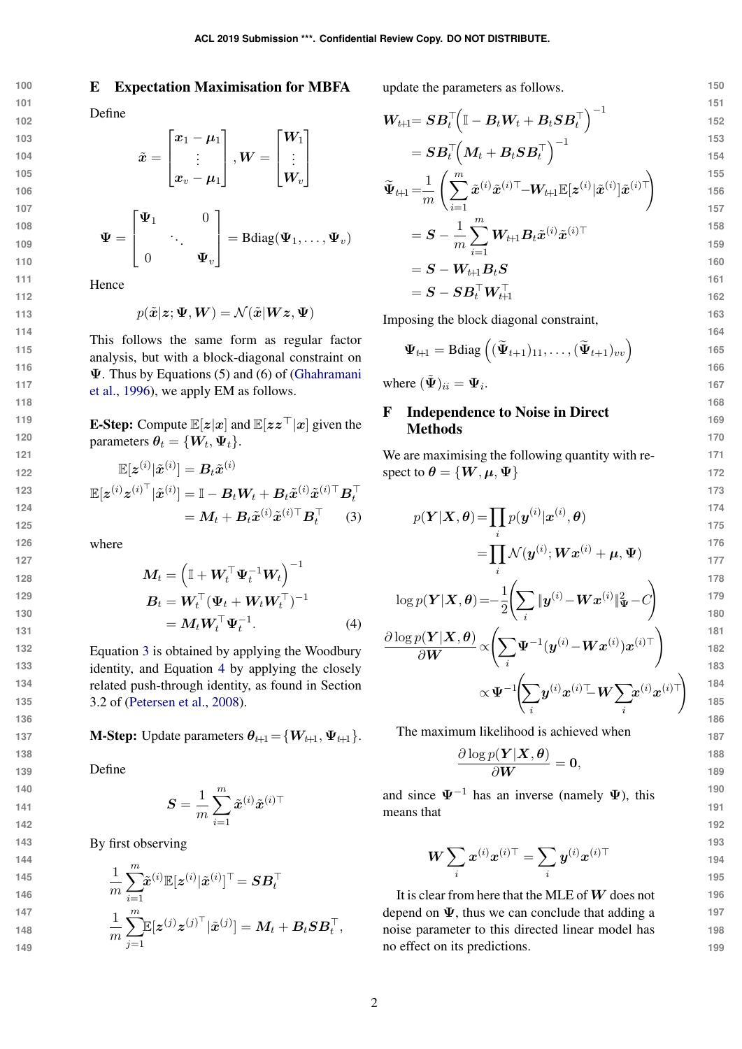## E Expectation Maximisation for MBFA

Define

$$\tilde{\boldsymbol{x}} = \begin{bmatrix} \boldsymbol{x}_1 - \boldsymbol{\mu}_1 \\ \vdots \\ \boldsymbol{x}_v - \boldsymbol{\mu}_1 \end{bmatrix}, \boldsymbol{W} = \begin{bmatrix} \boldsymbol{W}_1 \\ \vdots \\ \boldsymbol{W}_v \end{bmatrix}$$

$$\boldsymbol{\Psi} = \begin{bmatrix} \boldsymbol{\Psi}_1 & & 0 \\ & \ddots & \\ 0 & & \boldsymbol{\Psi}_v \end{bmatrix} = \text{Bdiag}(\boldsymbol{\Psi}_1, \ldots, \boldsymbol{\Psi}_v)$$

Hence

$$p(\tilde{\boldsymbol{x}}|\boldsymbol{z}; \boldsymbol{\Psi}, \boldsymbol{W}) = \mathcal{N}(\tilde{\boldsymbol{x}}|\boldsymbol{W}\boldsymbol{z}, \boldsymbol{\Psi})$$

This follows the same form as regular factor analysis, but with a block-diagonal constraint on $\boldsymbol{\Psi}$. Thus by Equations (5) and (6) of (Ghahramani et al., 1996), we apply EM as follows.

**E-Step:** Compute $\mathbb{E}[\boldsymbol{z}|\boldsymbol{x}]$ and $\mathbb{E}[\boldsymbol{z}\boldsymbol{z}^\top|\boldsymbol{x}]$ given the parameters $\boldsymbol{\theta}_t = \{\boldsymbol{W}_t, \boldsymbol{\Psi}_t\}$.

$$\begin{aligned}
\mathbb{E}[\boldsymbol{z}^{(i)}|\tilde{\boldsymbol{x}}^{(i)}] &= \boldsymbol{B}_t\tilde{\boldsymbol{x}}^{(i)} \\
\mathbb{E}[\boldsymbol{z}^{(i)}\boldsymbol{z}^{(i)\top}|\tilde{\boldsymbol{x}}^{(i)}] &= \mathbb{I} - \boldsymbol{B}_t\boldsymbol{W}_t + \boldsymbol{B}_t\tilde{\boldsymbol{x}}^{(i)}\tilde{\boldsymbol{x}}^{(i)\top}\boldsymbol{B}_t^\top \\
&= \boldsymbol{M}_t + \boldsymbol{B}_t\tilde{\boldsymbol{x}}^{(i)}\tilde{\boldsymbol{x}}^{(i)\top}\boldsymbol{B}_t^\top \qquad (3)
\end{aligned}$$

where

$$\begin{aligned}
\boldsymbol{M}_t &= \left(\mathbb{I} + \boldsymbol{W}_t^\top\boldsymbol{\Psi}_t^{-1}\boldsymbol{W}_t\right)^{-1} \\
\boldsymbol{B}_t &= \boldsymbol{W}_t^\top(\boldsymbol{\Psi}_t + \boldsymbol{W}_t\boldsymbol{W}_t^\top)^{-1} \\
&= \boldsymbol{M}_t\boldsymbol{W}_t^\top\boldsymbol{\Psi}_t^{-1}. \qquad (4)
\end{aligned}$$

Equation 3 is obtained by applying the Woodbury identity, and Equation 4 by applying the closely related push-through identity, as found in Section 3.2 of (Petersen et al., 2008).

**M-Step:** Update parameters $\boldsymbol{\theta}_{t+1} = \{\boldsymbol{W}_{t+1}, \boldsymbol{\Psi}_{t+1}\}$.

Define

$$\boldsymbol{S} = \frac{1}{m}\sum_{i=1}^{m}\tilde{\boldsymbol{x}}^{(i)}\tilde{\boldsymbol{x}}^{(i)\top}$$

By first observing

$$\begin{aligned}
\frac{1}{m}\sum_{i=1}^{m}\tilde{\boldsymbol{x}}^{(i)}\mathbb{E}[\boldsymbol{z}^{(i)}|\tilde{\boldsymbol{x}}^{(i)}]^\top &= \boldsymbol{S}\boldsymbol{B}_t^\top \\
\frac{1}{m}\sum_{j=1}^{m}\mathbb{E}[\boldsymbol{z}^{(j)}\boldsymbol{z}^{(j)\top}|\tilde{\boldsymbol{x}}^{(j)}] &= \boldsymbol{M}_t + \boldsymbol{B}_t\boldsymbol{S}\boldsymbol{B}_t^\top,
\end{aligned}$$

update the parameters as follows.

$$\begin{aligned}
\boldsymbol{W}_{t+1} &= \boldsymbol{S}\boldsymbol{B}_t^\top\left(\mathbb{I} - \boldsymbol{B}_t\boldsymbol{W}_t + \boldsymbol{B}_t\boldsymbol{S}\boldsymbol{B}_t^\top\right)^{-1} \\
&= \boldsymbol{S}\boldsymbol{B}_t^\top\left(\boldsymbol{M}_t + \boldsymbol{B}_t\boldsymbol{S}\boldsymbol{B}_t^\top\right)^{-1} \\
\widetilde{\boldsymbol{\Psi}}_{t+1} &= \frac{1}{m}\left(\sum_{i=1}^{m}\tilde{\boldsymbol{x}}^{(i)}\tilde{\boldsymbol{x}}^{(i)\top} - \boldsymbol{W}_{t+1}\mathbb{E}[\boldsymbol{z}^{(i)}|\tilde{\boldsymbol{x}}^{(i)}]\tilde{\boldsymbol{x}}^{(i)\top}\right) \\
&= \boldsymbol{S} - \frac{1}{m}\sum_{i=1}^{m}\boldsymbol{W}_{t+1}\boldsymbol{B}_t\tilde{\boldsymbol{x}}^{(i)}\tilde{\boldsymbol{x}}^{(i)\top} \\
&= \boldsymbol{S} - \boldsymbol{W}_{t+1}\boldsymbol{B}_t\boldsymbol{S} \\
&= \boldsymbol{S} - \boldsymbol{S}\boldsymbol{B}_t^\top\boldsymbol{W}_{t+1}^\top
\end{aligned}$$

Imposing the block diagonal constraint,

$$\boldsymbol{\Psi}_{t+1} = \text{Bdiag}\left((\widetilde{\boldsymbol{\Psi}}_{t+1})_{11}, \ldots, (\widetilde{\boldsymbol{\Psi}}_{t+1})_{vv}\right)$$

where $(\tilde{\boldsymbol{\Psi}})_{ii} = \boldsymbol{\Psi}_i$.

## F Independence to Noise in Direct Methods

We are maximising the following quantity with respect to $\boldsymbol{\theta} = \{\boldsymbol{W}, \boldsymbol{\mu}, \boldsymbol{\Psi}\}$

$$\begin{aligned}
p(\boldsymbol{Y}|\boldsymbol{X}, \boldsymbol{\theta}) &= \prod_i p(\boldsymbol{y}^{(i)}|\boldsymbol{x}^{(i)}, \boldsymbol{\theta}) \\
&= \prod_i \mathcal{N}(\boldsymbol{y}^{(i)}; \boldsymbol{W}\boldsymbol{x}^{(i)} + \boldsymbol{\mu}, \boldsymbol{\Psi}) \\
\log p(\boldsymbol{Y}|\boldsymbol{X}, \boldsymbol{\theta}) &= -\frac{1}{2}\left(\sum_i \|\boldsymbol{y}^{(i)} - \boldsymbol{W}\boldsymbol{x}^{(i)}\|_{\boldsymbol{\Psi}}^2 - C\right) \\
\frac{\partial \log p(\boldsymbol{Y}|\boldsymbol{X}, \boldsymbol{\theta})}{\partial \boldsymbol{W}} &\propto \left(\sum_i \boldsymbol{\Psi}^{-1}(\boldsymbol{y}^{(i)} - \boldsymbol{W}\boldsymbol{x}^{(i)})\boldsymbol{x}^{(i)\top}\right) \\
&\propto \boldsymbol{\Psi}^{-1}\left(\sum_i \boldsymbol{y}^{(i)}\boldsymbol{x}^{(i)\top} - \boldsymbol{W}\sum_i \boldsymbol{x}^{(i)}\boldsymbol{x}^{(i)\top}\right)
\end{aligned}$$

The maximum likelihood is achieved when

$$\frac{\partial \log p(\boldsymbol{Y}|\boldsymbol{X}, \boldsymbol{\theta})}{\partial \boldsymbol{W}} = \boldsymbol{0},$$

and since $\boldsymbol{\Psi}^{-1}$ has an inverse (namely $\boldsymbol{\Psi}$), this means that

$$\boldsymbol{W}\sum_i \boldsymbol{x}^{(i)}\boldsymbol{x}^{(i)\top} = \sum_i \boldsymbol{y}^{(i)}\boldsymbol{x}^{(i)\top}$$

It is clear from here that the MLE of $\boldsymbol{W}$ does not depend on $\boldsymbol{\Psi}$, thus we can conclude that adding a noise parameter to this directed linear model has no effect on its predictions.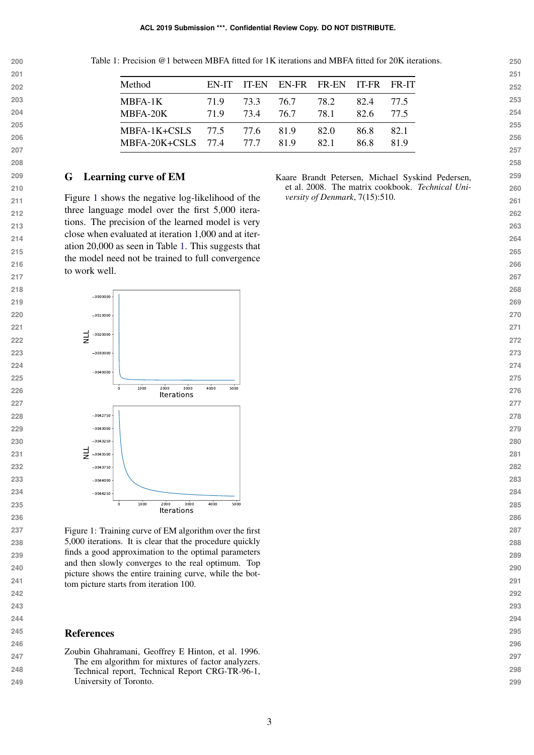Table 1: Precision @1 between MBFA fitted for 1K iterations and MBFA fitted for 20K iterations.

| Method | EN-IT | IT-EN | EN-FR | FR-EN | IT-FR | FR-IT |
|---|---|---|---|---|---|---|
| MBFA-1K | 71.9 | 73.3 | 76.7 | 78.2 | 82.4 | 77.5 |
| MBFA-20K | 71.9 | 73.4 | 76.7 | 78.1 | 82.6 | 77.5 |
| MBFA-1K+CSLS | 77.5 | 77.6 | 81.9 | 82.0 | 86.8 | 82.1 |
| MBFA-20K+CSLS | 77.4 | 77.7 | 81.9 | 82.1 | 86.8 | 81.9 |

## G Learning curve of EM

Figure 1 shows the negative log-likelihood of the three language model over the first 5,000 iterations. The precision of the learned model is very close when evaluated at iteration 1,000 and at iteration 20,000 as seen in Table 1. This suggests that the model need not be trained to full convergence to work well.

−3000000
−3010000
−3020000
−3030000
−3040000
NLL
0 1000 2000 3000 4000 5000
Iterations

−3042750
−3043000
−3043250
−3043500
−3043750
−3044000
−3044250
NLL
0 1000 2000 3000 4000 5000
Iterations

Figure 1: Training curve of EM algorithm over the first 5,000 iterations. It is clear that the procedure quickly finds a good approximation to the optimal parameters and then slowly converges to the real optimum. Top picture shows the entire training curve, while the bottom picture starts from iteration 100.

## References

Zoubin Ghahramani, Geoffrey E Hinton, et al. 1996. The em algorithm for mixtures of factor analyzers. Technical report, Technical Report CRG-TR-96-1, University of Toronto.

Kaare Brandt Petersen, Michael Syskind Pedersen, et al. 2008. The matrix cookbook. *Technical University of Denmark*, 7(15):510.